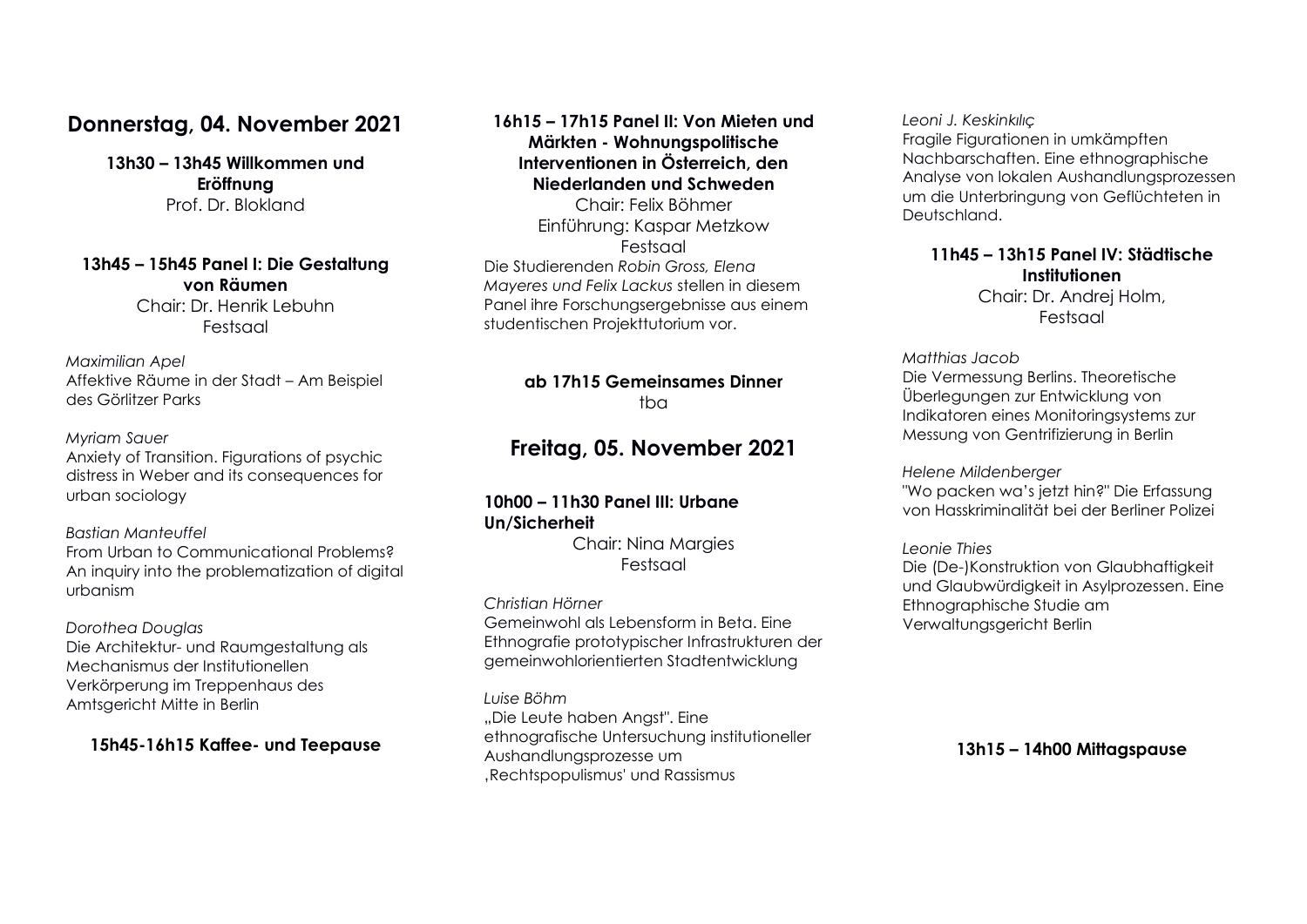## Donnerstag, 04. November 2021

**13h30 – 13h45 Willkommen und Eröffnung**
Prof. Dr. Blokland

**13h45 – 15h45 Panel I: Die Gestaltung von Räumen**
Chair: Dr. Henrik Lebuhn
Festsaal

*Maximilian Apel*
Affektive Räume in der Stadt – Am Beispiel des Görlitzer Parks

*Myriam Sauer*
Anxiety of Transition. Figurations of psychic distress in Weber and its consequences for urban sociology

*Bastian Manteuffel*
From Urban to Communicational Problems? An inquiry into the problematization of digital urbanism

*Dorothea Douglas*
Die Architektur- und Raumgestaltung als Mechanismus der Institutionellen Verkörperung im Treppenhaus des Amtsgericht Mitte in Berlin

**15h45-16h15 Kaffee- und Teepause**

**16h15 – 17h15 Panel II: Von Mieten und Märkten - Wohnungspolitische Interventionen in Österreich, den Niederlanden und Schweden**
Chair: Felix Böhmer
Einführung: Kaspar Metzkow
Festsaal

Die Studierenden *Robin Gross, Elena Mayeres und Felix Lackus* stellen in diesem Panel ihre Forschungsergebnisse aus einem studentischen Projekttutorium vor.

**ab 17h15 Gemeinsames Dinner**
tba

## Freitag, 05. November 2021

**10h00 – 11h30 Panel III: Urbane Un/Sicherheit**
Chair: Nina Margies
Festsaal

*Christian Hörner*
Gemeinwohl als Lebensform in Beta. Eine Ethnografie prototypischer Infrastrukturen der gemeinwohlorientierten Stadtentwicklung

*Luise Böhm*
„Die Leute haben Angst". Eine ethnografische Untersuchung institutioneller Aushandlungsprozesse um ‚Rechtspopulismus' und Rassismus

*Leoni J. Keskinkılıç*
Fragile Figurationen in umkämpften Nachbarschaften. Eine ethnographische Analyse von lokalen Aushandlungsprozessen um die Unterbringung von Geflüchteten in Deutschland.

**11h45 – 13h15 Panel IV: Städtische Institutionen**
Chair: Dr. Andrej Holm,
Festsaal

*Matthias Jacob*
Die Vermessung Berlins. Theoretische Überlegungen zur Entwicklung von Indikatoren eines Monitoringsystems zur Messung von Gentrifizierung in Berlin

*Helene Mildenberger*
"Wo packen wa's jetzt hin?" Die Erfassung von Hasskriminalität bei der Berliner Polizei

*Leonie Thies*
Die (De-)Konstruktion von Glaubhaftigkeit und Glaubwürdigkeit in Asylprozessen. Eine Ethnographische Studie am Verwaltungsgericht Berlin

**13h15 – 14h00 Mittagspause**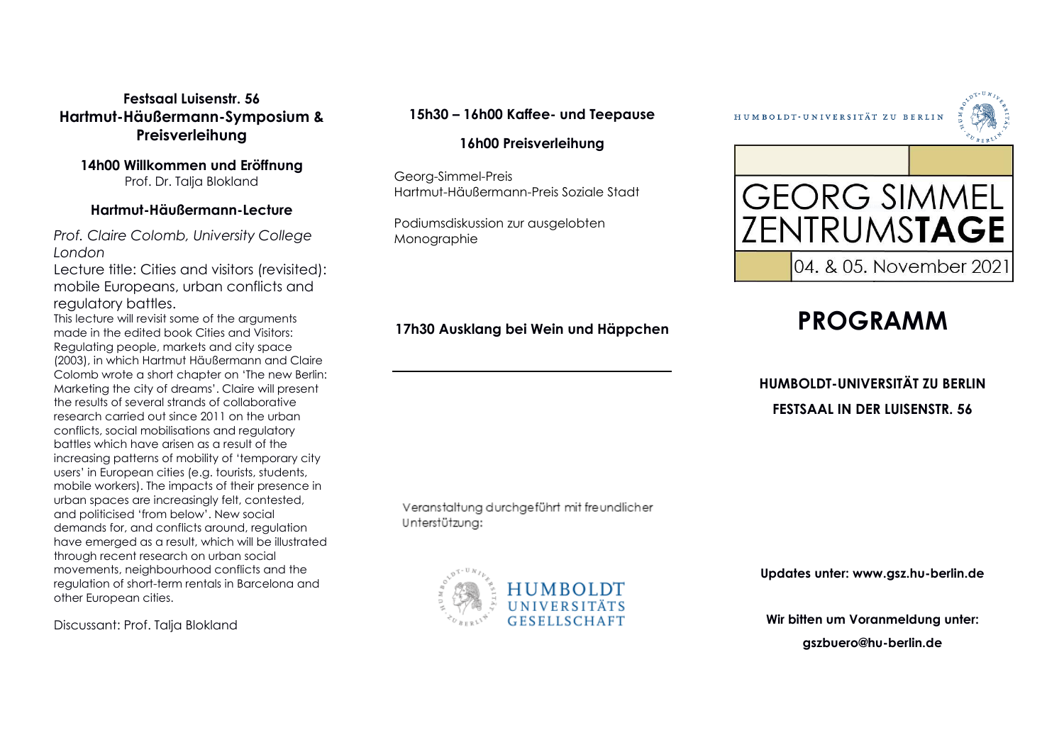**Festsaal Luisenstr. 56**
**Hartmut-Häußermann-Symposium & Preisverleihung**

**14h00 Willkommen und Eröffnung**
Prof. Dr. Talja Blokland

**Hartmut-Häußermann-Lecture**

*Prof. Claire Colomb, University College London*

Lecture title: Cities and visitors (revisited): mobile Europeans, urban conflicts and regulatory battles.

This lecture will revisit some of the arguments made in the edited book Cities and Visitors: Regulating people, markets and city space (2003), in which Hartmut Häußermann and Claire Colomb wrote a short chapter on 'The new Berlin: Marketing the city of dreams'. Claire will present the results of several strands of collaborative research carried out since 2011 on the urban conflicts, social mobilisations and regulatory battles which have arisen as a result of the increasing patterns of mobility of 'temporary city users' in European cities (e.g. tourists, students, mobile workers). The impacts of their presence in urban spaces are increasingly felt, contested, and politicised 'from below'. New social demands for, and conflicts around, regulation have emerged as a result, which will be illustrated through recent research on urban social movements, neighbourhood conflicts and the regulation of short-term rentals in Barcelona and other European cities.

Discussant: Prof. Talja Blokland

**15h30 – 16h00 Kaffee- und Teepause**

**16h00 Preisverleihung**

Georg-Simmel-Preis
Hartmut-Häußermann-Preis Soziale Stadt

Podiumsdiskussion zur ausgelobten Monographie

**17h30 Ausklang bei Wein und Häppchen**

---

Veranstaltung durchgeführt mit freundlicher Unterstützung:

HUMBOLDT UNIVERSITÄTS GESELLSCHAFT

HUMBOLDT-UNIVERSITÄT ZU BERLIN

# GEORG SIMMEL ZENTRUMS**TAGE**

04. & 05. November 2021

# PROGRAMM

**HUMBOLDT-UNIVERSITÄT ZU BERLIN**

**FESTSAAL IN DER LUISENSTR. 56**

**Updates unter: www.gsz.hu-berlin.de**

**Wir bitten um Voranmeldung unter:**

**gszbuero@hu-berlin.de**